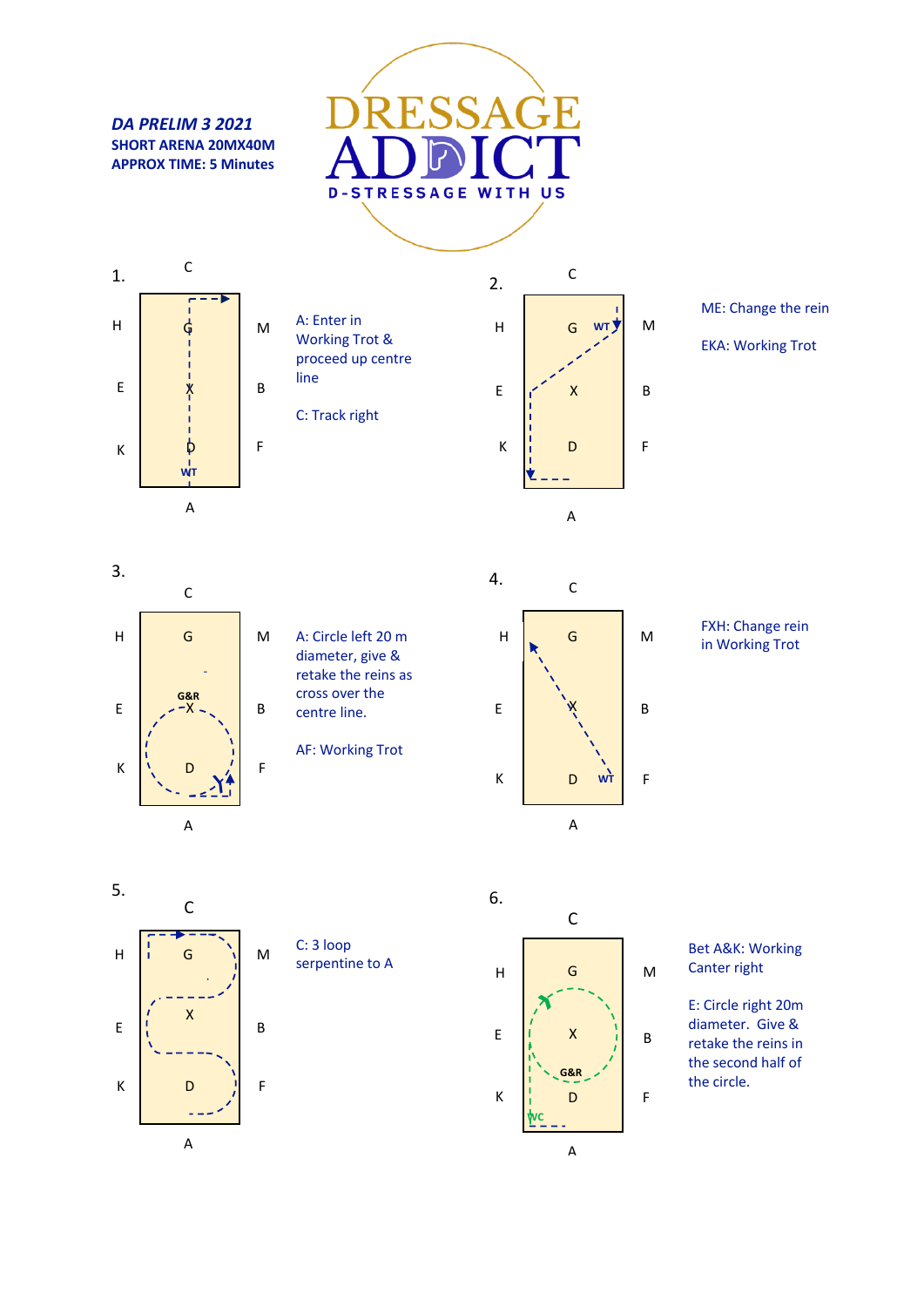**DA PRELIM 3 2021**
**SHORT ARENA 20MX40M**
**APPROX TIME: 5 Minutes**

DRESSAGE ADDICT
D-STRESSAGE WITH US

1.

A: Enter in Working Trot & proceed up centre line

C: Track right

2.

ME: Change the rein

EKA: Working Trot

3.

A: Circle left 20 m diameter, give & retake the reins as cross over the centre line.

AF: Working Trot

4.

FXH: Change rein in Working Trot

5.

C: 3 loop serpentine to A

6.

Bet A&K: Working Canter right

E: Circle right 20m diameter. Give & retake the reins in the second half of the circle.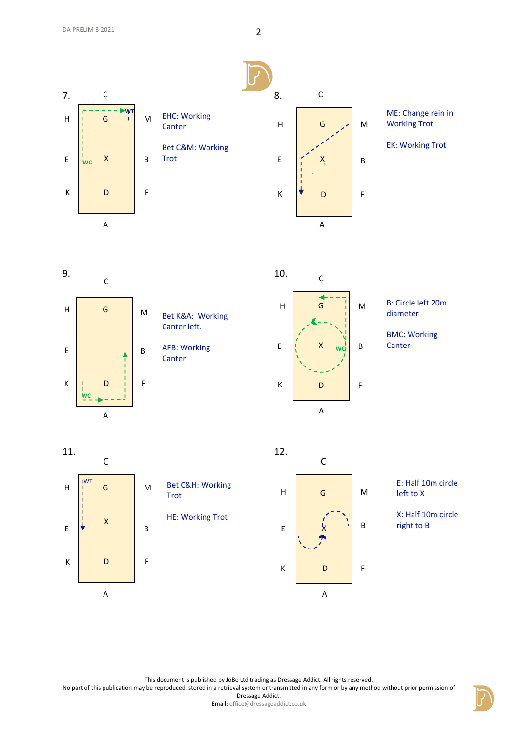7.

EHC: Working Canter

Bet C&M: Working Trot

8.

ME: Change rein in Working Trot

EK: Working Trot

9.

Bet K&A: Working Canter left.

AFB: Working Canter

10.

B: Circle left 20m diameter

BMC: Working Canter

11.

Bet C&H: Working Trot

HE: Working Trot

12.

E: Half 10m circle left to X

X: Half 10m circle right to B

This document is published by JoBo Ltd trading as Dressage Addict. All rights reserved.
No part of this publication may be reproduced, stored in a retrieval system or transmitted in any form or by any method without prior permission of Dressage Addict.
Email: office@dressageaddict.co.uk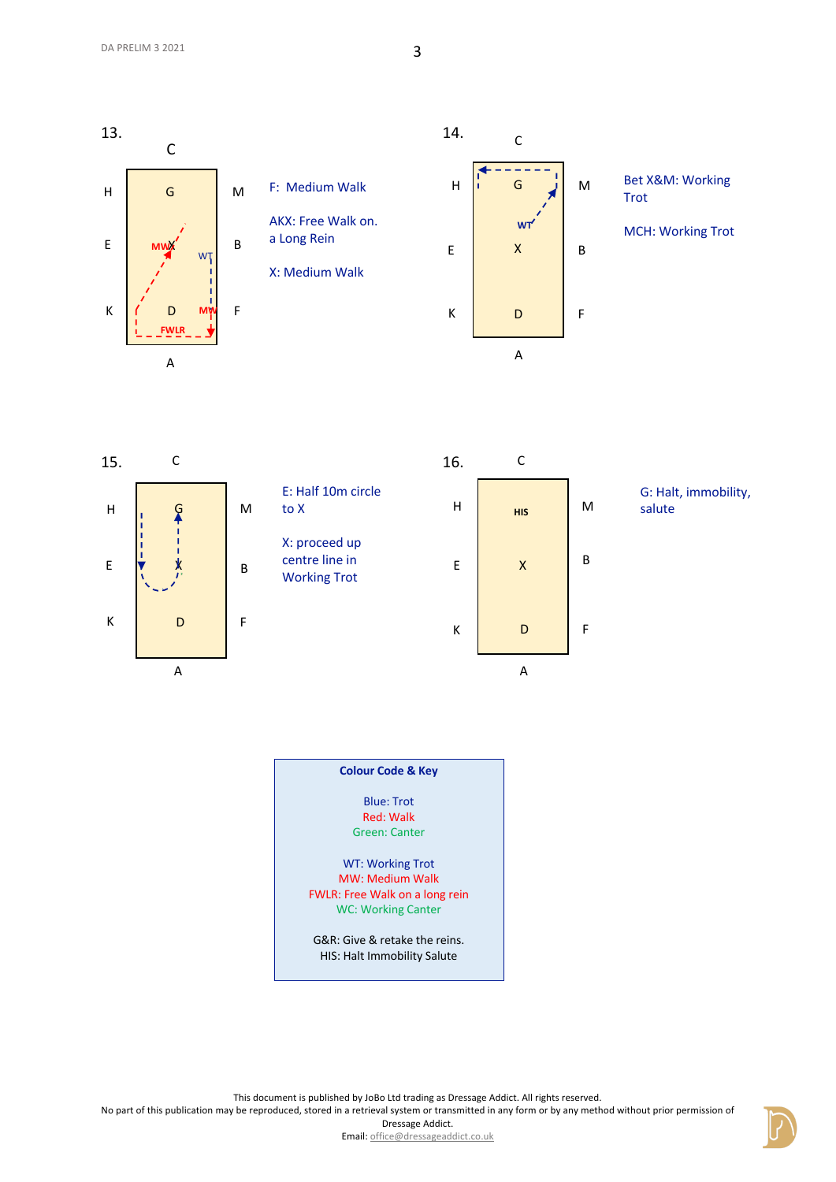## 13.

C

H G M
E MW X WT B
K D MW F
FWLR

A

F: Medium Walk

AKX: Free Walk on. a Long Rein

X: Medium Walk

## 14.

C

H G M
WT
E X B
K D F

A

Bet X&M: Working Trot

MCH: Working Trot

## 15.

C

H G M
E X B
K D F

A

E: Half 10m circle to X

X: proceed up centre line in Working Trot

## 16.

C

H HIS M
E X B
K D F

A

G: Halt, immobility, salute

**Colour Code & Key**

Blue: Trot
Red: Walk
Green: Canter

WT: Working Trot
MW: Medium Walk
FWLR: Free Walk on a long rein
WC: Working Canter

G&R: Give & retake the reins.
HIS: Halt Immobility Salute

This document is published by JoBo Ltd trading as Dressage Addict. All rights reserved.
No part of this publication may be reproduced, stored in a retrieval system or transmitted in any form or by any method without prior permission of Dressage Addict.
Email: office@dressageaddict.co.uk